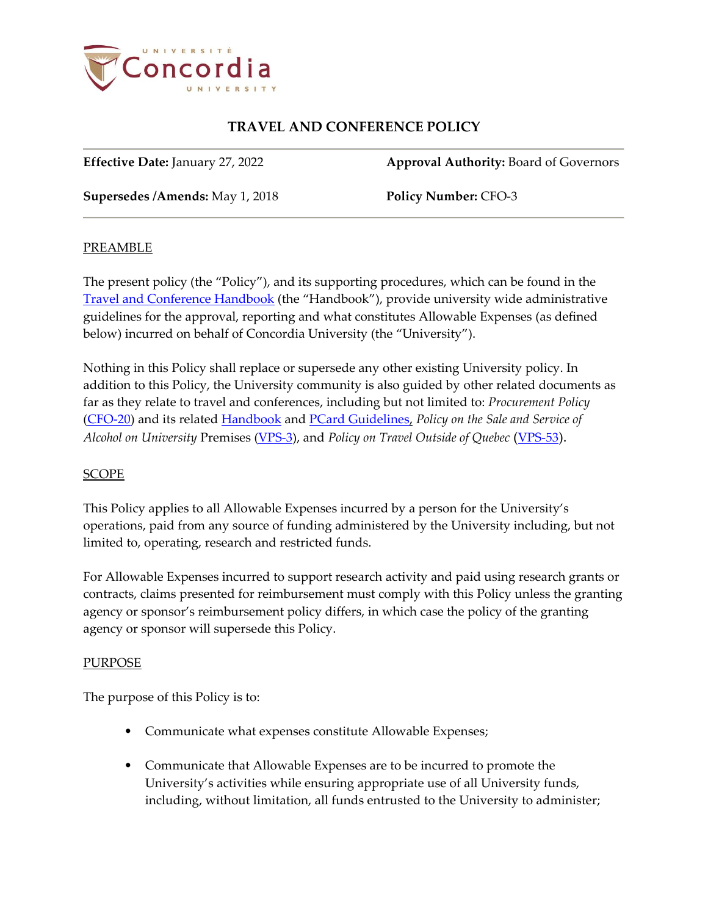# TRAVEL AND CONFERENCE POLICY

**Effective Date:** January 27, 2022 **Approval Authority:** Board of Governors

**Supersedes /Amends:** May 1, 2018 **Policy Number:** CFO-3

## PREAMBLE

The present policy (the "Policy"), and its supporting procedures, which can be found in the Travel and Conference Handbook (the "Handbook"), provide university wide administrative guidelines for the approval, reporting and what constitutes Allowable Expenses (as defined below) incurred on behalf of Concordia University (the "University").

Nothing in this Policy shall replace or supersede any other existing University policy. In addition to this Policy, the University community is also guided by other related documents as far as they relate to travel and conferences, including but not limited to: *Procurement Policy* (CFO-20) and its related Handbook and PCard Guidelines, *Policy on the Sale and Service of Alcohol on University* Premises (VPS-3), and *Policy on Travel Outside of Quebec* (VPS-53).

## SCOPE

This Policy applies to all Allowable Expenses incurred by a person for the University's operations, paid from any source of funding administered by the University including, but not limited to, operating, research and restricted funds.

For Allowable Expenses incurred to support research activity and paid using research grants or contracts, claims presented for reimbursement must comply with this Policy unless the granting agency or sponsor's reimbursement policy differs, in which case the policy of the granting agency or sponsor will supersede this Policy.

## PURPOSE

The purpose of this Policy is to:

- Communicate what expenses constitute Allowable Expenses;
- Communicate that Allowable Expenses are to be incurred to promote the University's activities while ensuring appropriate use of all University funds, including, without limitation, all funds entrusted to the University to administer;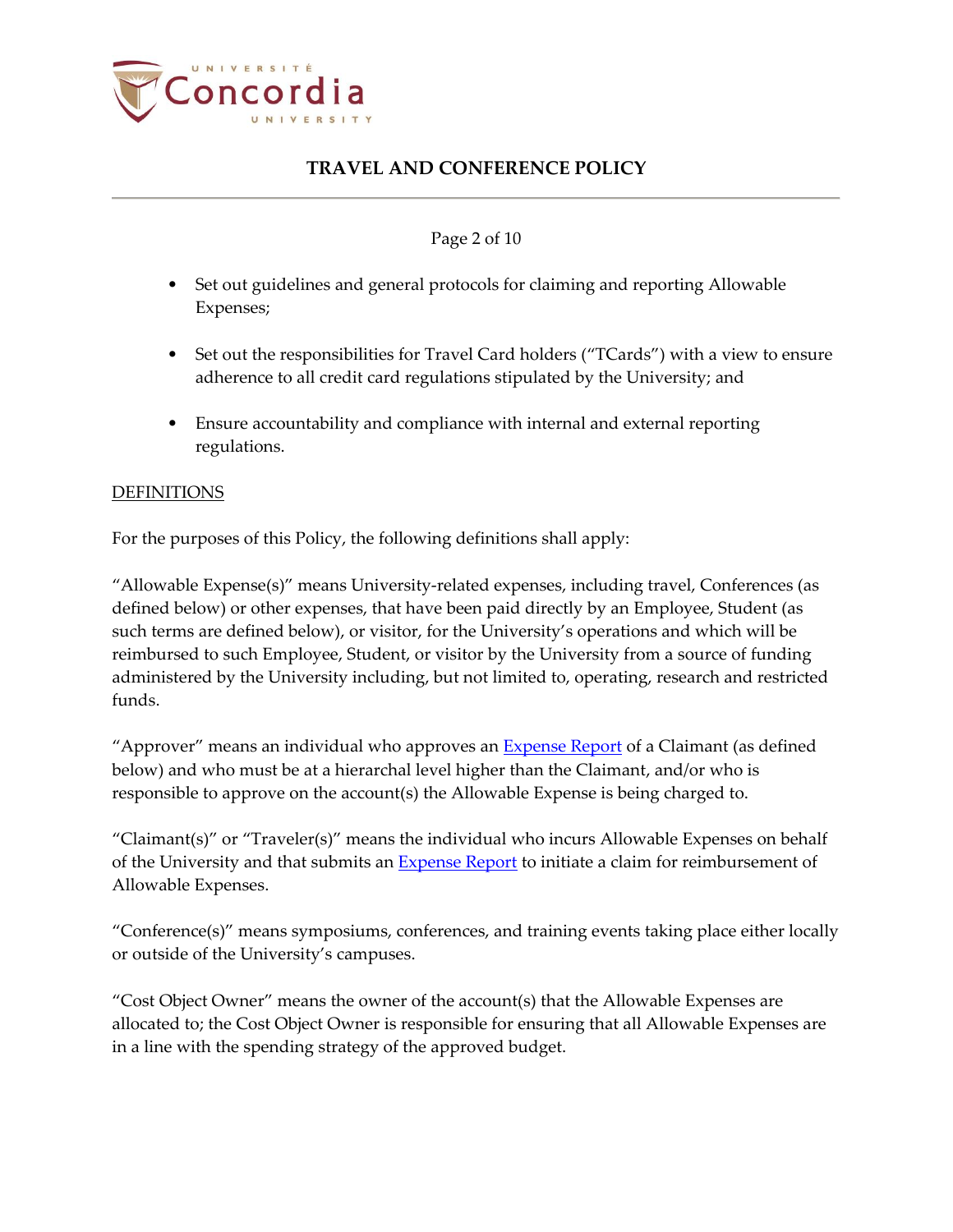- Set out guidelines and general protocols for claiming and reporting Allowable Expenses;

- Set out the responsibilities for Travel Card holders ("TCards") with a view to ensure adherence to all credit card regulations stipulated by the University; and

- Ensure accountability and compliance with internal and external reporting regulations.

DEFINITIONS

For the purposes of this Policy, the following definitions shall apply:

"Allowable Expense(s)" means University-related expenses, including travel, Conferences (as defined below) or other expenses, that have been paid directly by an Employee, Student (as such terms are defined below), or visitor, for the University's operations and which will be reimbursed to such Employee, Student, or visitor by the University from a source of funding administered by the University including, but not limited to, operating, research and restricted funds.

"Approver" means an individual who approves an Expense Report of a Claimant (as defined below) and who must be at a hierarchal level higher than the Claimant, and/or who is responsible to approve on the account(s) the Allowable Expense is being charged to.

"Claimant(s)" or "Traveler(s)" means the individual who incurs Allowable Expenses on behalf of the University and that submits an Expense Report to initiate a claim for reimbursement of Allowable Expenses.

"Conference(s)" means symposiums, conferences, and training events taking place either locally or outside of the University's campuses.

"Cost Object Owner" means the owner of the account(s) that the Allowable Expenses are allocated to; the Cost Object Owner is responsible for ensuring that all Allowable Expenses are in a line with the spending strategy of the approved budget.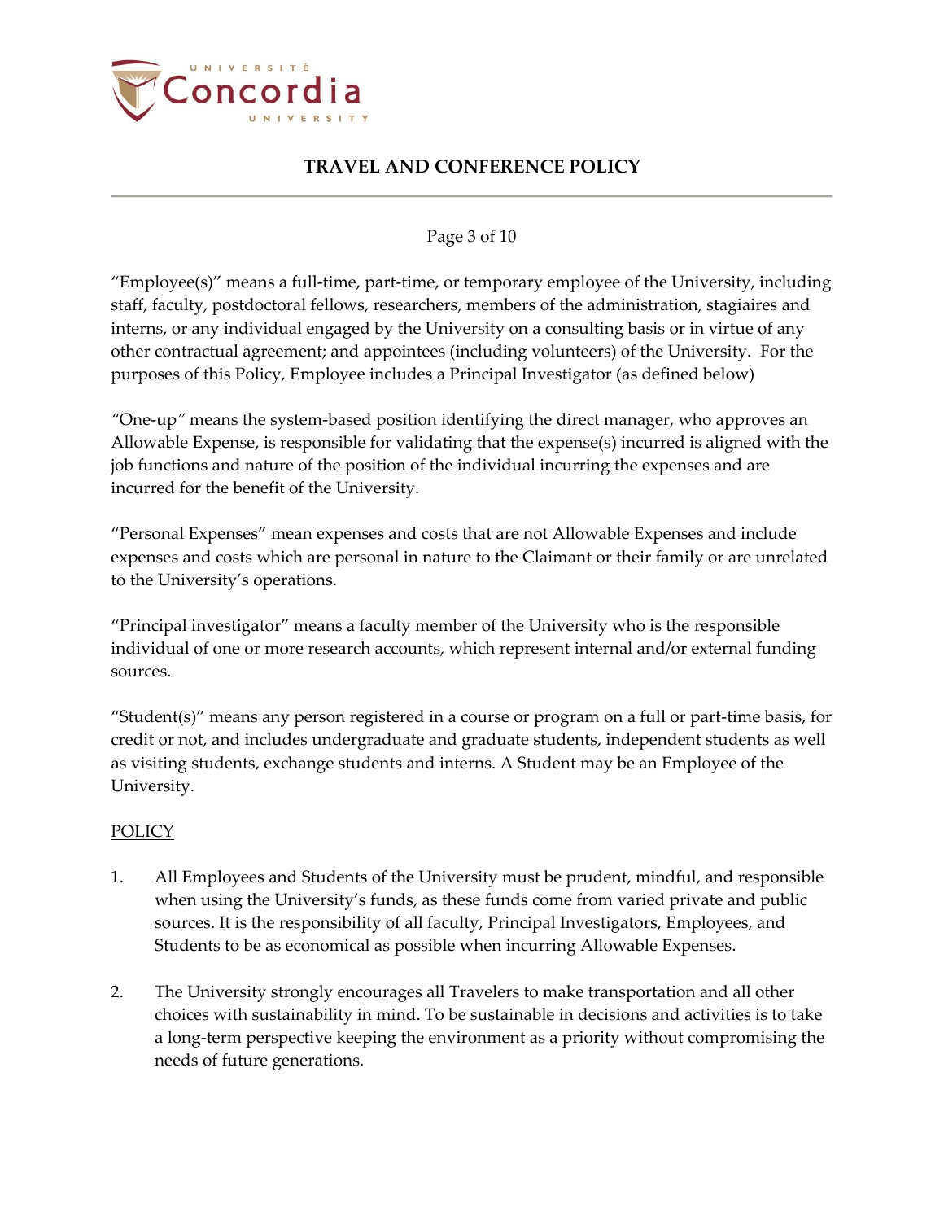"Employee(s)" means a full-time, part-time, or temporary employee of the University, including staff, faculty, postdoctoral fellows, researchers, members of the administration, stagiaires and interns, or any individual engaged by the University on a consulting basis or in virtue of any other contractual agreement; and appointees (including volunteers) of the University. For the purposes of this Policy, Employee includes a Principal Investigator (as defined below)

"One-up" means the system-based position identifying the direct manager, who approves an Allowable Expense, is responsible for validating that the expense(s) incurred is aligned with the job functions and nature of the position of the individual incurring the expenses and are incurred for the benefit of the University.

"Personal Expenses" mean expenses and costs that are not Allowable Expenses and include expenses and costs which are personal in nature to the Claimant or their family or are unrelated to the University's operations.

"Principal investigator" means a faculty member of the University who is the responsible individual of one or more research accounts, which represent internal and/or external funding sources.

"Student(s)" means any person registered in a course or program on a full or part-time basis, for credit or not, and includes undergraduate and graduate students, independent students as well as visiting students, exchange students and interns. A Student may be an Employee of the University.

## POLICY

1. All Employees and Students of the University must be prudent, mindful, and responsible when using the University's funds, as these funds come from varied private and public sources. It is the responsibility of all faculty, Principal Investigators, Employees, and Students to be as economical as possible when incurring Allowable Expenses.

2. The University strongly encourages all Travelers to make transportation and all other choices with sustainability in mind. To be sustainable in decisions and activities is to take a long-term perspective keeping the environment as a priority without compromising the needs of future generations.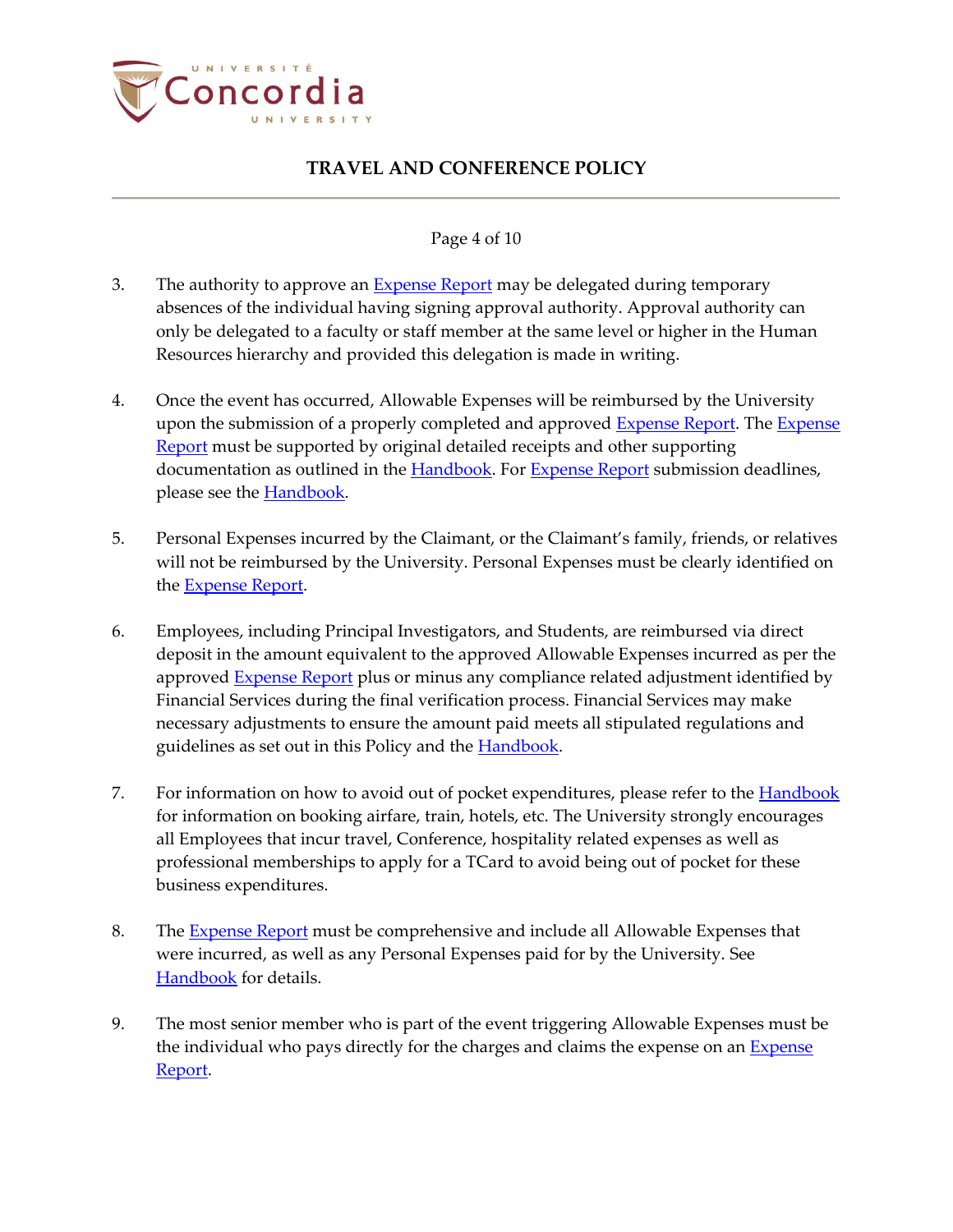3. The authority to approve an Expense Report may be delegated during temporary absences of the individual having signing approval authority. Approval authority can only be delegated to a faculty or staff member at the same level or higher in the Human Resources hierarchy and provided this delegation is made in writing.

4. Once the event has occurred, Allowable Expenses will be reimbursed by the University upon the submission of a properly completed and approved Expense Report. The Expense Report must be supported by original detailed receipts and other supporting documentation as outlined in the Handbook. For Expense Report submission deadlines, please see the Handbook.

5. Personal Expenses incurred by the Claimant, or the Claimant's family, friends, or relatives will not be reimbursed by the University. Personal Expenses must be clearly identified on the Expense Report.

6. Employees, including Principal Investigators, and Students, are reimbursed via direct deposit in the amount equivalent to the approved Allowable Expenses incurred as per the approved Expense Report plus or minus any compliance related adjustment identified by Financial Services during the final verification process. Financial Services may make necessary adjustments to ensure the amount paid meets all stipulated regulations and guidelines as set out in this Policy and the Handbook.

7. For information on how to avoid out of pocket expenditures, please refer to the Handbook for information on booking airfare, train, hotels, etc. The University strongly encourages all Employees that incur travel, Conference, hospitality related expenses as well as professional memberships to apply for a TCard to avoid being out of pocket for these business expenditures.

8. The Expense Report must be comprehensive and include all Allowable Expenses that were incurred, as well as any Personal Expenses paid for by the University. See Handbook for details.

9. The most senior member who is part of the event triggering Allowable Expenses must be the individual who pays directly for the charges and claims the expense on an Expense Report.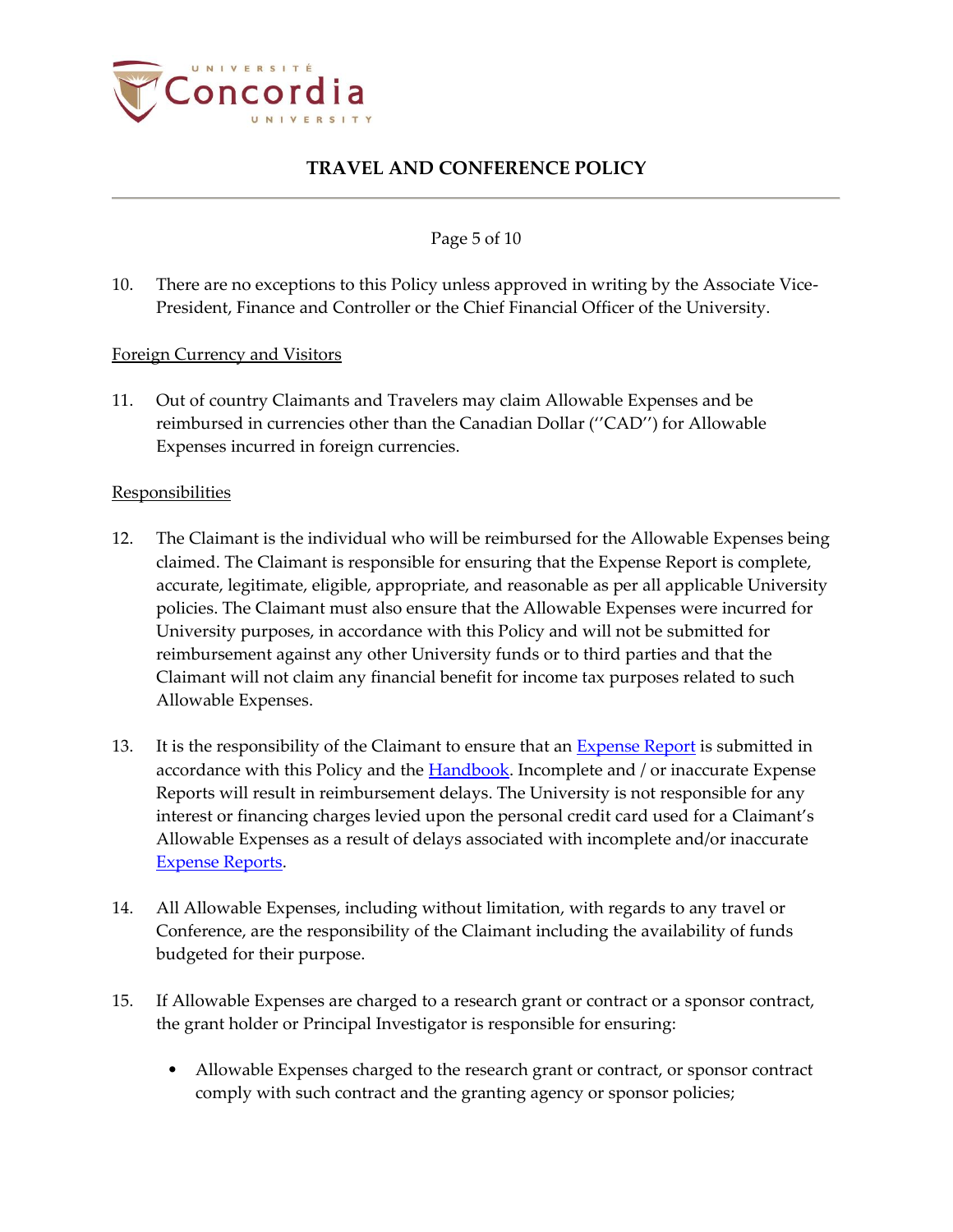10. There are no exceptions to this Policy unless approved in writing by the Associate Vice-President, Finance and Controller or the Chief Financial Officer of the University.

Foreign Currency and Visitors

11. Out of country Claimants and Travelers may claim Allowable Expenses and be reimbursed in currencies other than the Canadian Dollar (''CAD'') for Allowable Expenses incurred in foreign currencies.

Responsibilities

12. The Claimant is the individual who will be reimbursed for the Allowable Expenses being claimed. The Claimant is responsible for ensuring that the Expense Report is complete, accurate, legitimate, eligible, appropriate, and reasonable as per all applicable University policies. The Claimant must also ensure that the Allowable Expenses were incurred for University purposes, in accordance with this Policy and will not be submitted for reimbursement against any other University funds or to third parties and that the Claimant will not claim any financial benefit for income tax purposes related to such Allowable Expenses.

13. It is the responsibility of the Claimant to ensure that an Expense Report is submitted in accordance with this Policy and the Handbook. Incomplete and / or inaccurate Expense Reports will result in reimbursement delays. The University is not responsible for any interest or financing charges levied upon the personal credit card used for a Claimant's Allowable Expenses as a result of delays associated with incomplete and/or inaccurate Expense Reports.

14. All Allowable Expenses, including without limitation, with regards to any travel or Conference, are the responsibility of the Claimant including the availability of funds budgeted for their purpose.

15. If Allowable Expenses are charged to a research grant or contract or a sponsor contract, the grant holder or Principal Investigator is responsible for ensuring:

    - Allowable Expenses charged to the research grant or contract, or sponsor contract comply with such contract and the granting agency or sponsor policies;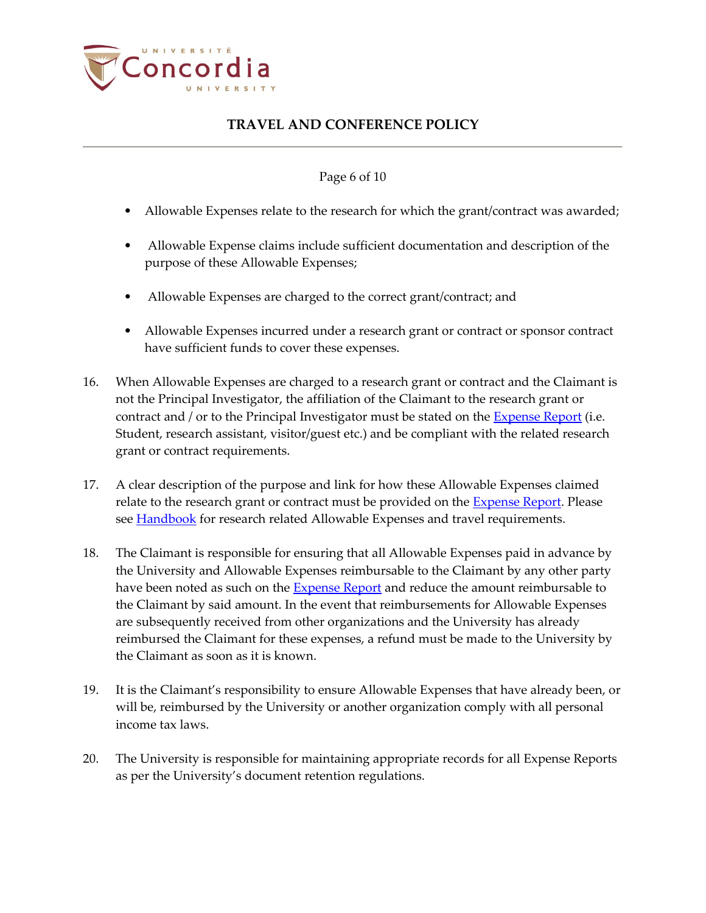- Allowable Expenses relate to the research for which the grant/contract was awarded;

- Allowable Expense claims include sufficient documentation and description of the purpose of these Allowable Expenses;

- Allowable Expenses are charged to the correct grant/contract; and

- Allowable Expenses incurred under a research grant or contract or sponsor contract have sufficient funds to cover these expenses.

16. When Allowable Expenses are charged to a research grant or contract and the Claimant is not the Principal Investigator, the affiliation of the Claimant to the research grant or contract and / or to the Principal Investigator must be stated on the Expense Report (i.e. Student, research assistant, visitor/guest etc.) and be compliant with the related research grant or contract requirements.

17. A clear description of the purpose and link for how these Allowable Expenses claimed relate to the research grant or contract must be provided on the Expense Report. Please see Handbook for research related Allowable Expenses and travel requirements.

18. The Claimant is responsible for ensuring that all Allowable Expenses paid in advance by the University and Allowable Expenses reimbursable to the Claimant by any other party have been noted as such on the Expense Report and reduce the amount reimbursable to the Claimant by said amount. In the event that reimbursements for Allowable Expenses are subsequently received from other organizations and the University has already reimbursed the Claimant for these expenses, a refund must be made to the University by the Claimant as soon as it is known.

19. It is the Claimant's responsibility to ensure Allowable Expenses that have already been, or will be, reimbursed by the University or another organization comply with all personal income tax laws.

20. The University is responsible for maintaining appropriate records for all Expense Reports as per the University's document retention regulations.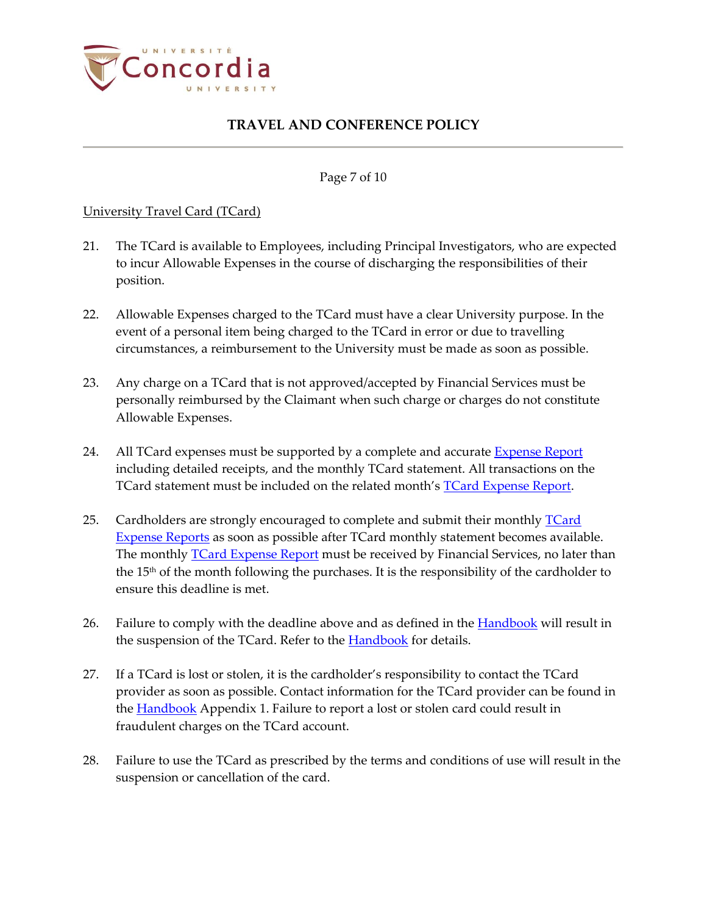University Travel Card (TCard)

21. The TCard is available to Employees, including Principal Investigators, who are expected to incur Allowable Expenses in the course of discharging the responsibilities of their position.

22. Allowable Expenses charged to the TCard must have a clear University purpose. In the event of a personal item being charged to the TCard in error or due to travelling circumstances, a reimbursement to the University must be made as soon as possible.

23. Any charge on a TCard that is not approved/accepted by Financial Services must be personally reimbursed by the Claimant when such charge or charges do not constitute Allowable Expenses.

24. All TCard expenses must be supported by a complete and accurate Expense Report including detailed receipts, and the monthly TCard statement. All transactions on the TCard statement must be included on the related month's TCard Expense Report.

25. Cardholders are strongly encouraged to complete and submit their monthly TCard Expense Reports as soon as possible after TCard monthly statement becomes available. The monthly TCard Expense Report must be received by Financial Services, no later than the 15th of the month following the purchases. It is the responsibility of the cardholder to ensure this deadline is met.

26. Failure to comply with the deadline above and as defined in the Handbook will result in the suspension of the TCard. Refer to the Handbook for details.

27. If a TCard is lost or stolen, it is the cardholder's responsibility to contact the TCard provider as soon as possible. Contact information for the TCard provider can be found in the Handbook Appendix 1. Failure to report a lost or stolen card could result in fraudulent charges on the TCard account.

28. Failure to use the TCard as prescribed by the terms and conditions of use will result in the suspension or cancellation of the card.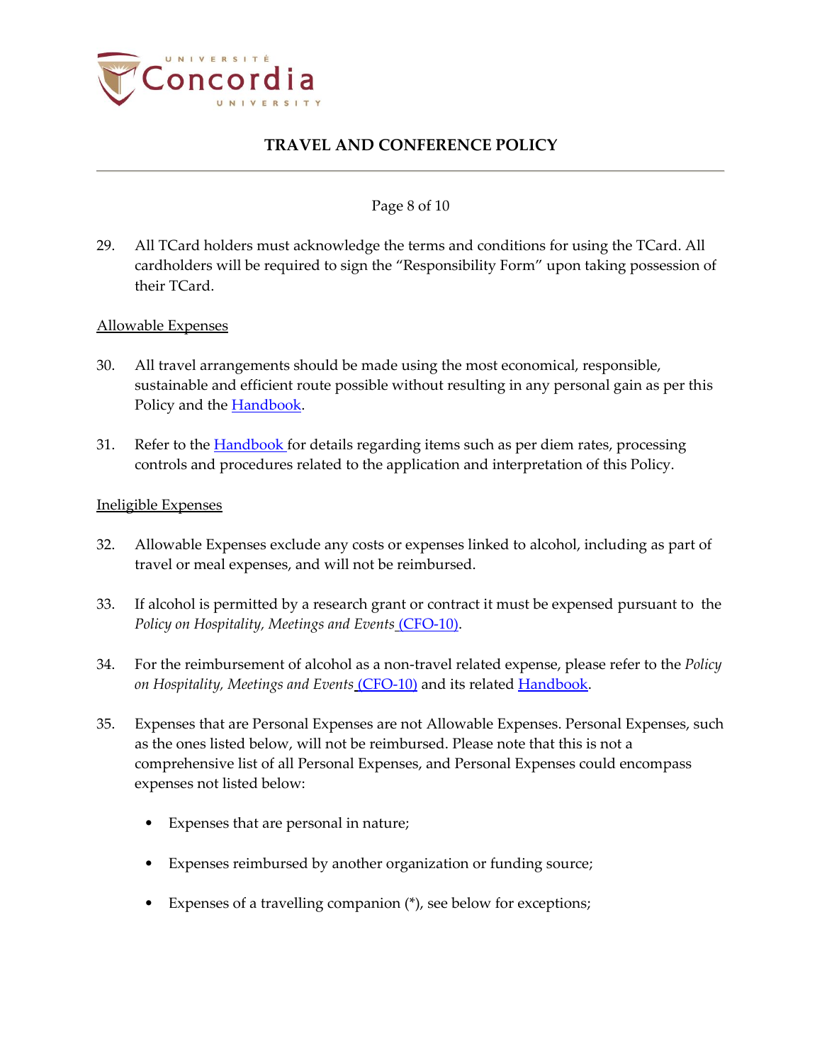29. All TCard holders must acknowledge the terms and conditions for using the TCard. All cardholders will be required to sign the "Responsibility Form" upon taking possession of their TCard.

<u>Allowable Expenses</u>

30. All travel arrangements should be made using the most economical, responsible, sustainable and efficient route possible without resulting in any personal gain as per this Policy and the Handbook.

31. Refer to the Handbook for details regarding items such as per diem rates, processing controls and procedures related to the application and interpretation of this Policy.

<u>Ineligible Expenses</u>

32. Allowable Expenses exclude any costs or expenses linked to alcohol, including as part of travel or meal expenses, and will not be reimbursed.

33. If alcohol is permitted by a research grant or contract it must be expensed pursuant to the *Policy on Hospitality, Meetings and Events* (CFO-10).

34. For the reimbursement of alcohol as a non-travel related expense, please refer to the *Policy on Hospitality, Meetings and Events* (CFO-10) and its related Handbook.

35. Expenses that are Personal Expenses are not Allowable Expenses. Personal Expenses, such as the ones listed below, will not be reimbursed. Please note that this is not a comprehensive list of all Personal Expenses, and Personal Expenses could encompass expenses not listed below:

    - Expenses that are personal in nature;
    - Expenses reimbursed by another organization or funding source;
    - Expenses of a travelling companion (*), see below for exceptions;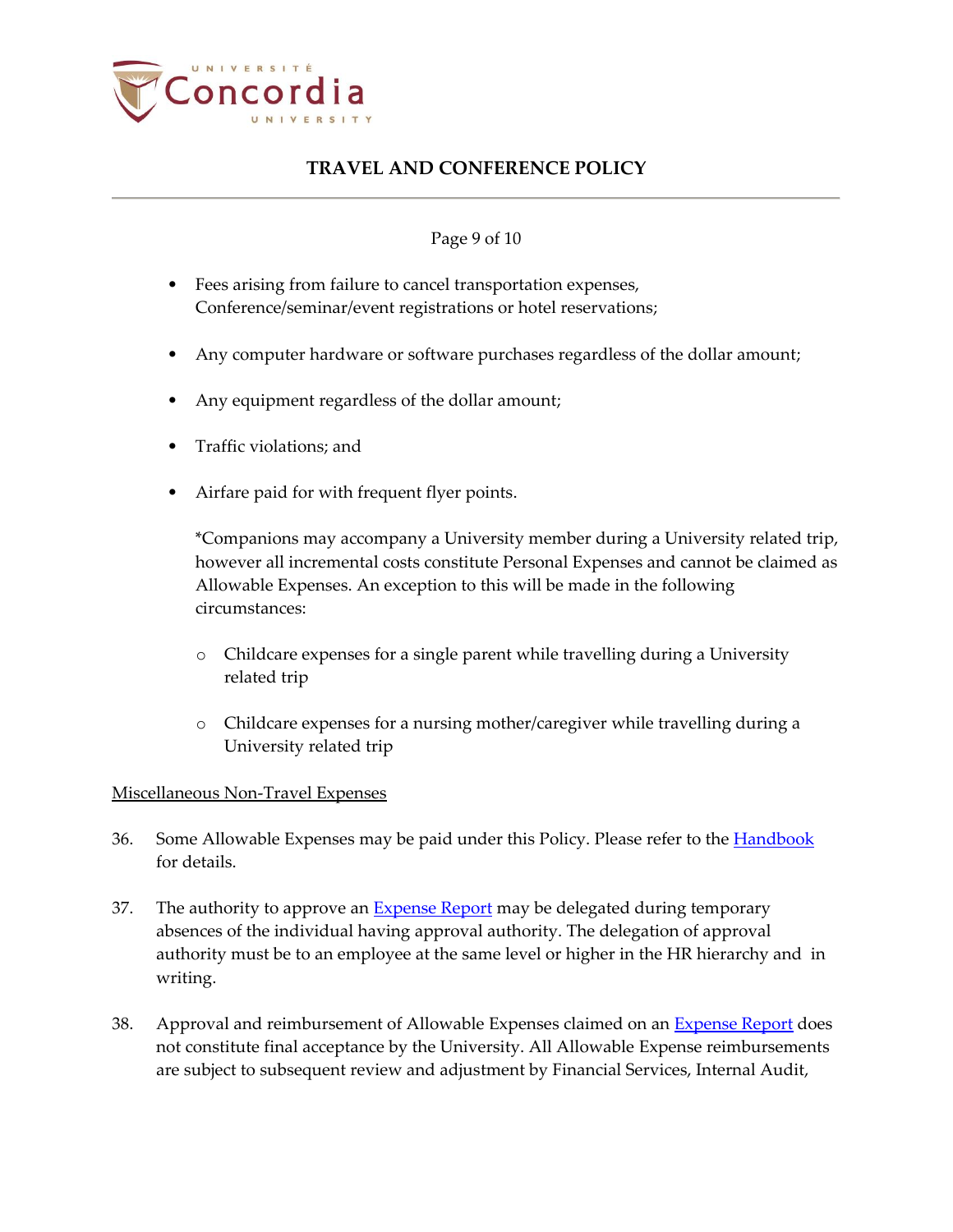- Fees arising from failure to cancel transportation expenses, Conference/seminar/event registrations or hotel reservations;

- Any computer hardware or software purchases regardless of the dollar amount;

- Any equipment regardless of the dollar amount;

- Traffic violations; and

- Airfare paid for with frequent flyer points.

  *Companions may accompany a University member during a University related trip, however all incremental costs constitute Personal Expenses and cannot be claimed as Allowable Expenses. An exception to this will be made in the following circumstances:

  - Childcare expenses for a single parent while travelling during a University related trip

  - Childcare expenses for a nursing mother/caregiver while travelling during a University related trip

<u>Miscellaneous Non-Travel Expenses</u>

36. Some Allowable Expenses may be paid under this Policy. Please refer to the [Handbook](#) for details.

37. The authority to approve an [Expense Report](#) may be delegated during temporary absences of the individual having approval authority. The delegation of approval authority must be to an employee at the same level or higher in the HR hierarchy and in writing.

38. Approval and reimbursement of Allowable Expenses claimed on an [Expense Report](#) does not constitute final acceptance by the University. All Allowable Expense reimbursements are subject to subsequent review and adjustment by Financial Services, Internal Audit,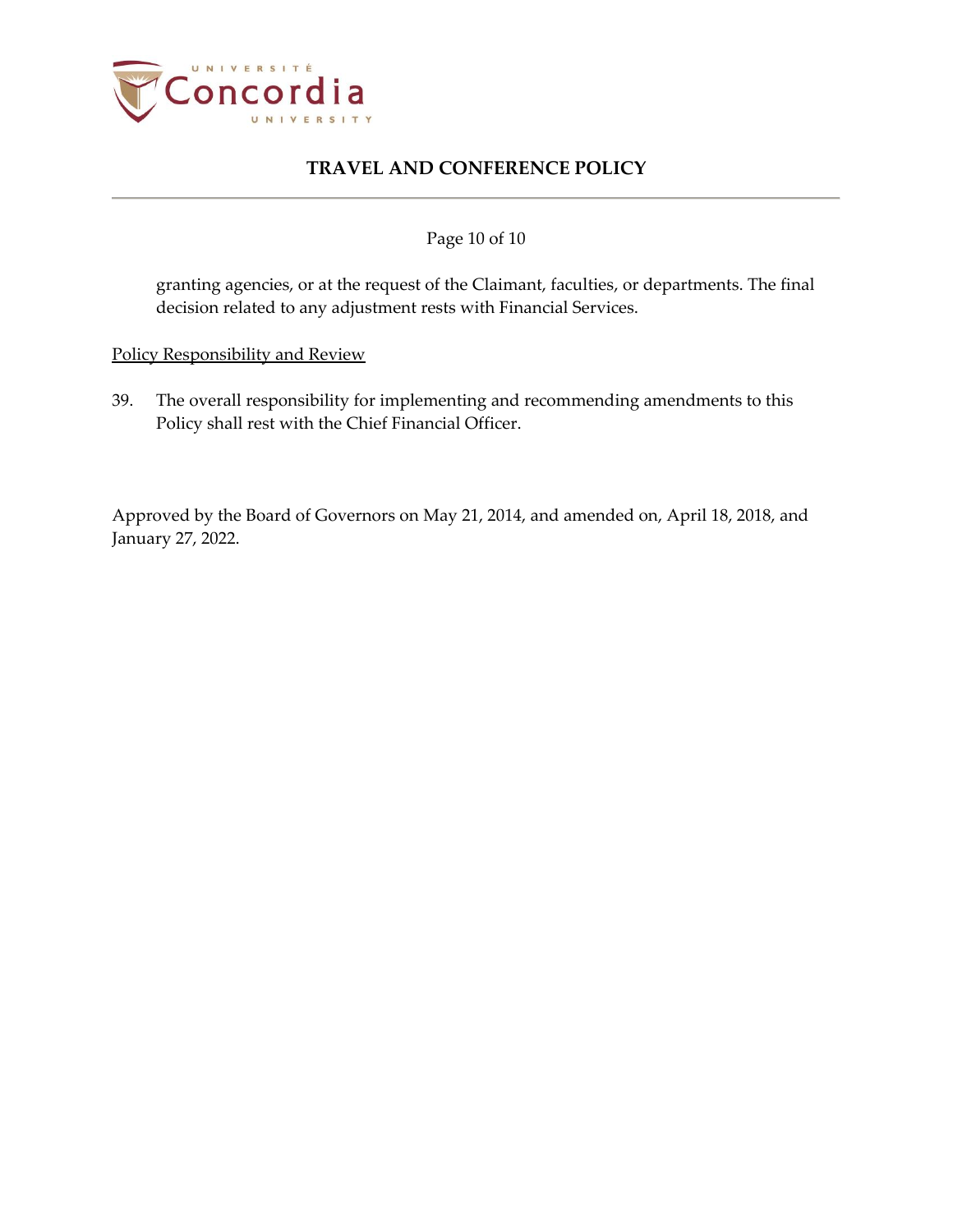granting agencies, or at the request of the Claimant, faculties, or departments. The final decision related to any adjustment rests with Financial Services.

<u>Policy Responsibility and Review</u>

39. The overall responsibility for implementing and recommending amendments to this Policy shall rest with the Chief Financial Officer.

Approved by the Board of Governors on May 21, 2014, and amended on, April 18, 2018, and January 27, 2022.